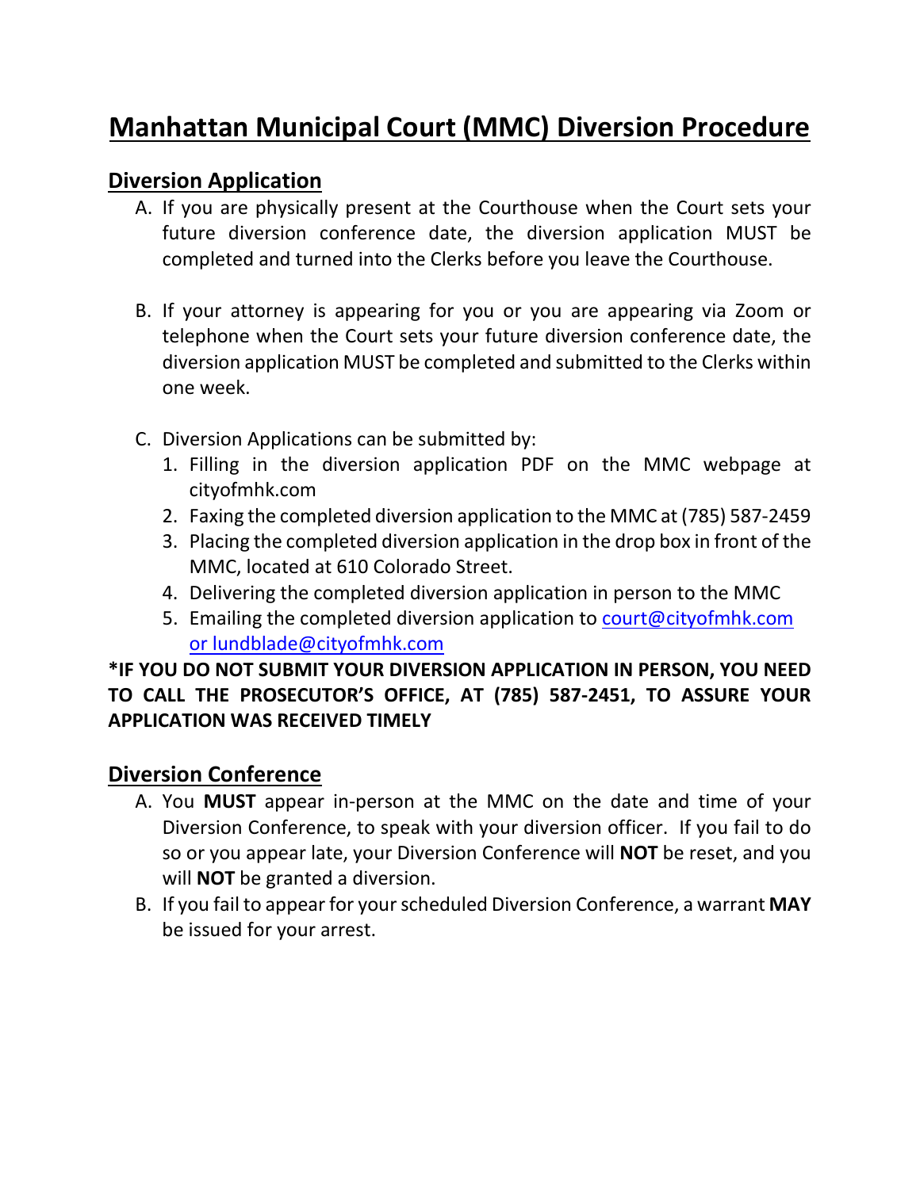# Manhattan Municipal Court (MMC) Diversion Procedure

## Diversion Application

A. If you are physically present at the Courthouse when the Court sets your future diversion conference date, the diversion application MUST be completed and turned into the Clerks before you leave the Courthouse.

B. If your attorney is appearing for you or you are appearing via Zoom or telephone when the Court sets your future diversion conference date, the diversion application MUST be completed and submitted to the Clerks within one week.

C. Diversion Applications can be submitted by:
   1. Filling in the diversion application PDF on the MMC webpage at cityofmhk.com
   2. Faxing the completed diversion application to the MMC at (785) 587-2459
   3. Placing the completed diversion application in the drop box in front of the MMC, located at 610 Colorado Street.
   4. Delivering the completed diversion application in person to the MMC
   5. Emailing the completed diversion application to court@cityofmhk.com or lundblade@cityofmhk.com

**\*IF YOU DO NOT SUBMIT YOUR DIVERSION APPLICATION IN PERSON, YOU NEED TO CALL THE PROSECUTOR'S OFFICE, AT (785) 587-2451, TO ASSURE YOUR APPLICATION WAS RECEIVED TIMELY**

## Diversion Conference

A. You **MUST** appear in-person at the MMC on the date and time of your Diversion Conference, to speak with your diversion officer. If you fail to do so or you appear late, your Diversion Conference will **NOT** be reset, and you will **NOT** be granted a diversion.

B. If you fail to appear for your scheduled Diversion Conference, a warrant **MAY** be issued for your arrest.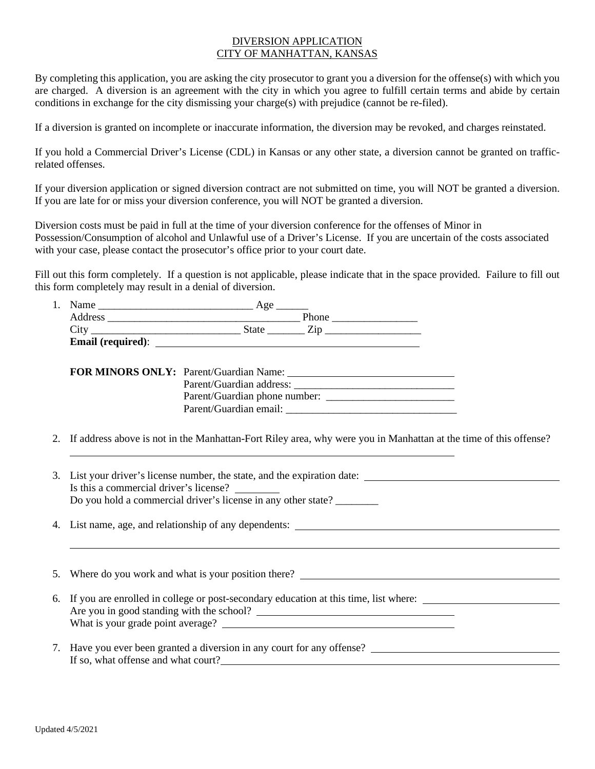DIVERSION APPLICATION
CITY OF MANHATTAN, KANSAS

By completing this application, you are asking the city prosecutor to grant you a diversion for the offense(s) with which you are charged. A diversion is an agreement with the city in which you agree to fulfill certain terms and abide by certain conditions in exchange for the city dismissing your charge(s) with prejudice (cannot be re-filed).

If a diversion is granted on incomplete or inaccurate information, the diversion may be revoked, and charges reinstated.

If you hold a Commercial Driver's License (CDL) in Kansas or any other state, a diversion cannot be granted on traffic-related offenses.

If your diversion application or signed diversion contract are not submitted on time, you will NOT be granted a diversion. If you are late for or miss your diversion conference, you will NOT be granted a diversion.

Diversion costs must be paid in full at the time of your diversion conference for the offenses of Minor in Possession/Consumption of alcohol and Unlawful use of a Driver's License. If you are uncertain of the costs associated with your case, please contact the prosecutor's office prior to your court date.

Fill out this form completely. If a question is not applicable, please indicate that in the space provided. Failure to fill out this form completely may result in a denial of diversion.

1. Name ____________________________ Age ______
   Address ___________________________________ Phone ________________
   City ___________________________ State _______ Zip __________________
   **Email (required)**: ________________________________________________

   **FOR MINORS ONLY:** Parent/Guardian Name: ______________________________
   Parent/Guardian address: ______________________________
   Parent/Guardian phone number: ________________________
   Parent/Guardian email: ________________________________

2. If address above is not in the Manhattan-Fort Riley area, why were you in Manhattan at the time of this offense?
   ________________________________________________________________________

3. List your driver's license number, the state, and the expiration date: ____________________________________
   Is this a commercial driver's license? ________
   Do you hold a commercial driver's license in any other state? ________

4. List name, age, and relationship of any dependents: ______________________________________________
   ________________________________________________________________________

5. Where do you work and what is your position there? ______________________________________________

6. If you are enrolled in college or post-secondary education at this time, list where: _________________________
   Are you in good standing with the school? ____________________________________
   What is your grade point average? ____________________________________________

7. Have you ever been granted a diversion in any court for any offense? __________________________________
   If so, what offense and what court?________________________________________________________

Updated 4/5/2021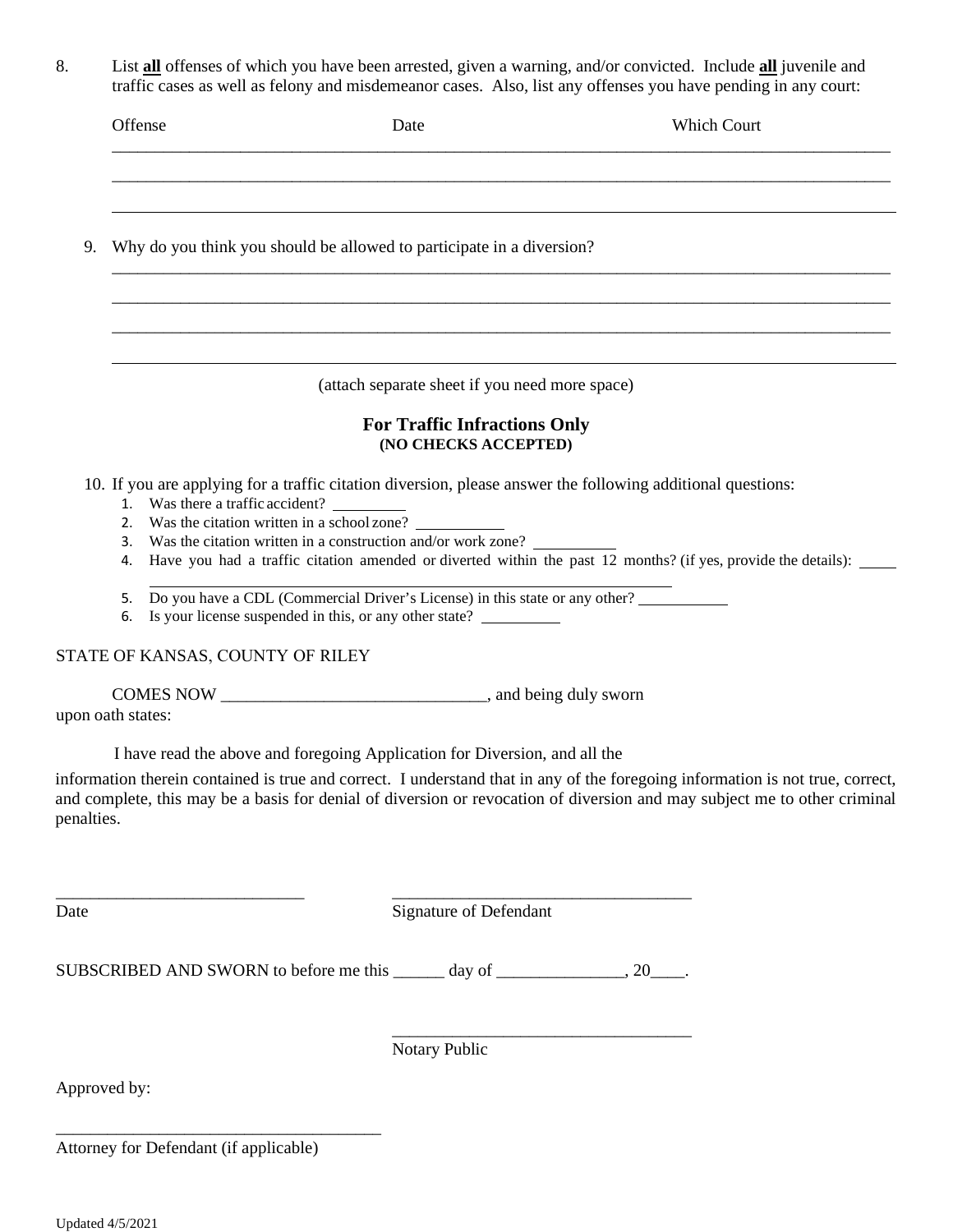8. List **all** offenses of which you have been arrested, given a warning, and/or convicted. Include **all** juvenile and traffic cases as well as felony and misdemeanor cases. Also, list any offenses you have pending in any court:

Offense Date Which Court

___________________________________________________________________________________________

___________________________________________________________________________________________

___________________________________________________________________________________________

9. Why do you think you should be allowed to participate in a diversion?

___________________________________________________________________________________________

___________________________________________________________________________________________

___________________________________________________________________________________________

___________________________________________________________________________________________

(attach separate sheet if you need more space)

### For Traffic Infractions Only
**(NO CHECKS ACCEPTED)**

10. If you are applying for a traffic citation diversion, please answer the following additional questions:
    1. Was there a traffic accident? __________
    2. Was the citation written in a school zone? ___________
    3. Was the citation written in a construction and/or work zone? __________
    4. Have you had a traffic citation amended or diverted within the past 12 months? (if yes, provide the details): _____ ____________________________________________________________
    5. Do you have a CDL (Commercial Driver's License) in this state or any other? ___________
    6. Is your license suspended in this, or any other state? __________

STATE OF KANSAS, COUNTY OF RILEY

COMES NOW _______________________________, and being duly sworn upon oath states:

I have read the above and foregoing Application for Diversion, and all the information therein contained is true and correct. I understand that in any of the foregoing information is not true, correct, and complete, this may be a basis for denial of diversion or revocation of diversion and may subject me to other criminal penalties.

_____________________________ ___________________________________

Date Signature of Defendant

SUBSCRIBED AND SWORN to before me this ______ day of _______________, 20____.

___________________________________

Notary Public

Approved by:

_______________________________________

Attorney for Defendant (if applicable)

Updated 4/5/2021